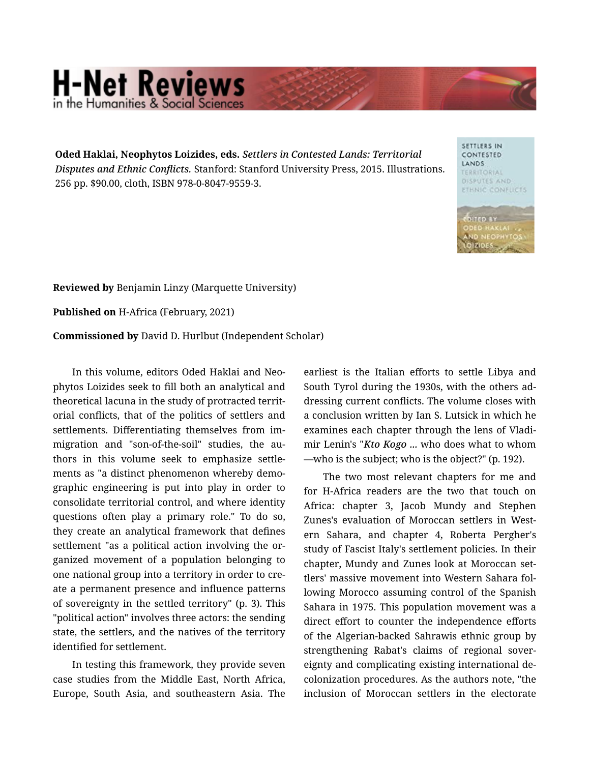**Oded Haklai, Neophytos Loizides, eds.** *Settlers in Contested Lands: Territorial Disputes and Ethnic Conflicts.* Stanford: Stanford University Press, 2015. Illustrations. 256 pp. $90.00, cloth, ISBN 978-0-8047-9559-3.

**Reviewed by** Benjamin Linzy (Marquette University)

**Published on** H-Africa (February, 2021)

**Commissioned by** David D. Hurlbut (Independent Scholar)

In this volume, editors Oded Haklai and Neophytos Loizides seek to fill both an analytical and theoretical lacuna in the study of protracted territorial conflicts, that of the politics of settlers and settlements. Differentiating themselves from immigration and "son-of-the-soil" studies, the authors in this volume seek to emphasize settlements as "a distinct phenomenon whereby demographic engineering is put into play in order to consolidate territorial control, and where identity questions often play a primary role." To do so, they create an analytical framework that defines settlement "as a political action involving the organized movement of a population belonging to one national group into a territory in order to create a permanent presence and influence patterns of sovereignty in the settled territory" (p. 3). This "political action" involves three actors: the sending state, the settlers, and the natives of the territory identified for settlement.

In testing this framework, they provide seven case studies from the Middle East, North Africa, Europe, South Asia, and southeastern Asia. The earliest is the Italian efforts to settle Libya and South Tyrol during the 1930s, with the others addressing current conflicts. The volume closes with a conclusion written by Ian S. Lutsick in which he examines each chapter through the lens of Vladimir Lenin's "***Kto Kogo*** ... who does what to whom—who is the subject; who is the object?" (p. 192).

The two most relevant chapters for me and for H-Africa readers are the two that touch on Africa: chapter 3, Jacob Mundy and Stephen Zunes's evaluation of Moroccan settlers in Western Sahara, and chapter 4, Roberta Pergher's study of Fascist Italy's settlement policies. In their chapter, Mundy and Zunes look at Moroccan settlers' massive movement into Western Sahara following Morocco assuming control of the Spanish Sahara in 1975. This population movement was a direct effort to counter the independence efforts of the Algerian-backed Sahrawis ethnic group by strengthening Rabat's claims of regional sovereignty and complicating existing international decolonization procedures. As the authors note, "the inclusion of Moroccan settlers in the electorate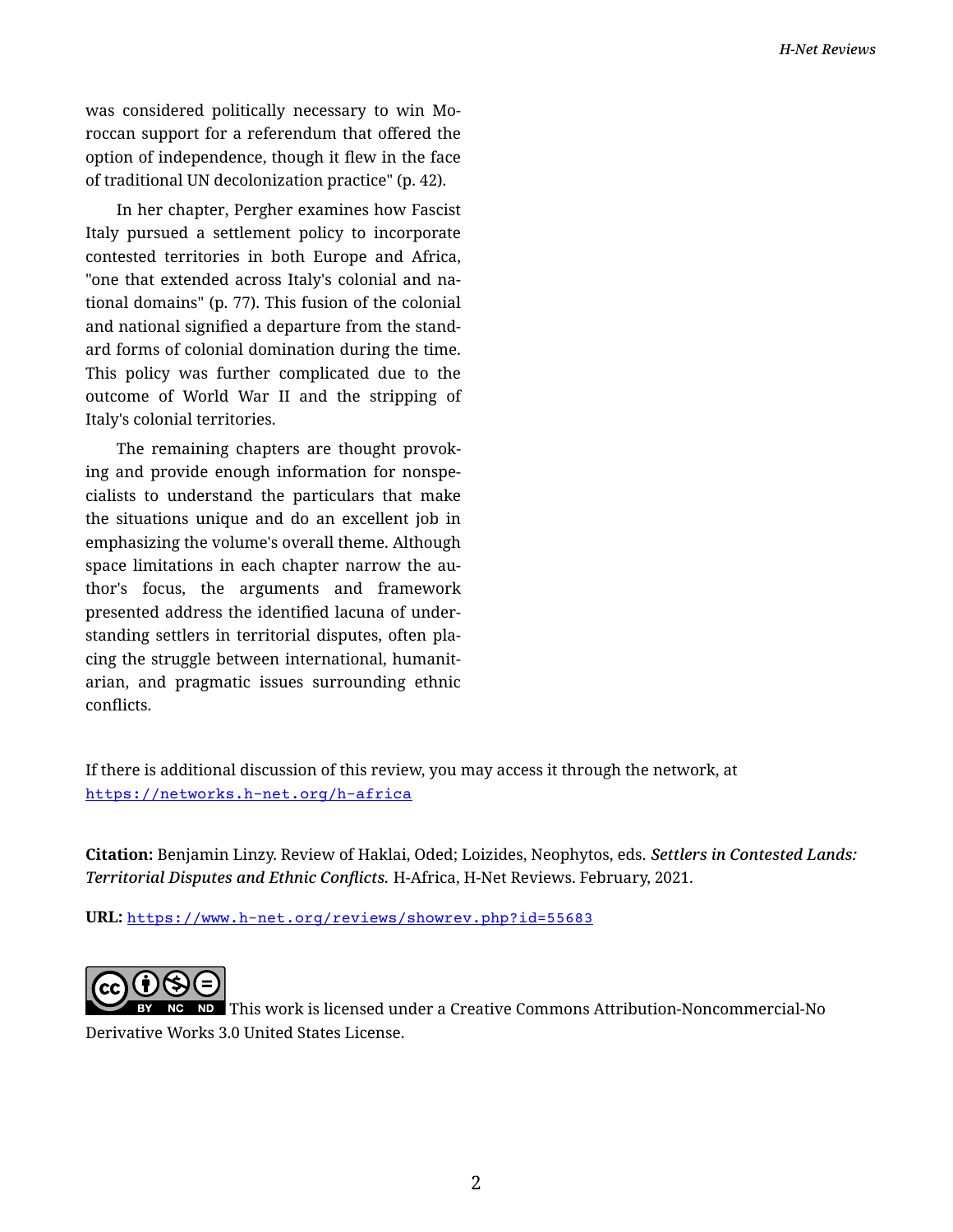was considered politically necessary to win Moroccan support for a referendum that offered the option of independence, though it flew in the face of traditional UN decolonization practice" (p. 42).

In her chapter, Pergher examines how Fascist Italy pursued a settlement policy to incorporate contested territories in both Europe and Africa, "one that extended across Italy's colonial and national domains" (p. 77). This fusion of the colonial and national signified a departure from the standard forms of colonial domination during the time. This policy was further complicated due to the outcome of World War II and the stripping of Italy's colonial territories.

The remaining chapters are thought provoking and provide enough information for nonspecialists to understand the particulars that make the situations unique and do an excellent job in emphasizing the volume's overall theme. Although space limitations in each chapter narrow the author's focus, the arguments and framework presented address the identified lacuna of understanding settlers in territorial disputes, often placing the struggle between international, humanitarian, and pragmatic issues surrounding ethnic conflicts.

If there is additional discussion of this review, you may access it through the network, at https://networks.h-net.org/h-africa

**Citation:** Benjamin Linzy. Review of Haklai, Oded; Loizides, Neophytos, eds. ***Settlers in Contested Lands: Territorial Disputes and Ethnic Conflicts.*** H-Africa, H-Net Reviews. February, 2021.

**URL:** https://www.h-net.org/reviews/showrev.php?id=55683

This work is licensed under a Creative Commons Attribution-Noncommercial-No Derivative Works 3.0 United States License.